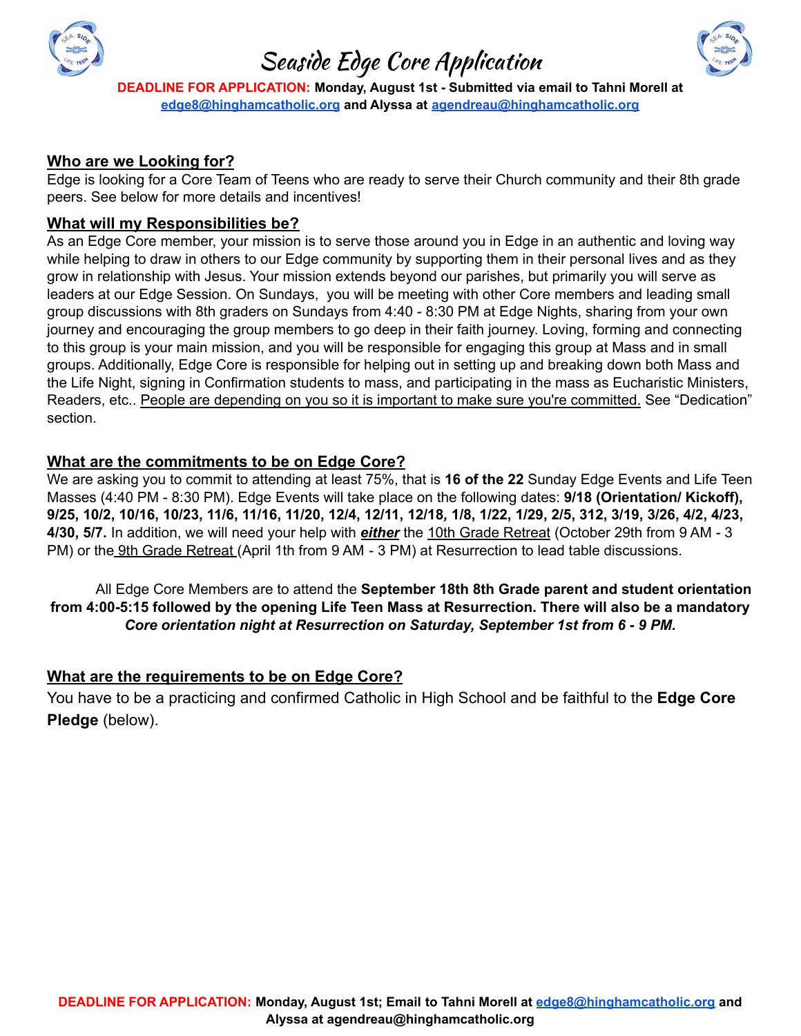# Seaside Edge Core Application

**DEADLINE FOR APPLICATION: Monday, August 1st - Submitted via email to Tahni Morell at edge8@hinghamcatholic.org and Alyssa at agendreau@hinghamcatholic.org**

## Who are we Looking for?

Edge is looking for a Core Team of Teens who are ready to serve their Church community and their 8th grade peers. See below for more details and incentives!

## What will my Responsibilities be?

As an Edge Core member, your mission is to serve those around you in Edge in an authentic and loving way while helping to draw in others to our Edge community by supporting them in their personal lives and as they grow in relationship with Jesus. Your mission extends beyond our parishes, but primarily you will serve as leaders at our Edge Session. On Sundays, you will be meeting with other Core members and leading small group discussions with 8th graders on Sundays from 4:40 - 8:30 PM at Edge Nights, sharing from your own journey and encouraging the group members to go deep in their faith journey. Loving, forming and connecting to this group is your main mission, and you will be responsible for engaging this group at Mass and in small groups. Additionally, Edge Core is responsible for helping out in setting up and breaking down both Mass and the Life Night, signing in Confirmation students to mass, and participating in the mass as Eucharistic Ministers, Readers, etc.. People are depending on you so it is important to make sure you're committed. See "Dedication" section.

## What are the commitments to be on Edge Core?

We are asking you to commit to attending at least 75%, that is **16 of the 22** Sunday Edge Events and Life Teen Masses (4:40 PM - 8:30 PM). Edge Events will take place on the following dates: **9/18 (Orientation/ Kickoff), 9/25, 10/2, 10/16, 10/23, 11/6, 11/16, 11/20, 12/4, 12/11, 12/18, 1/8, 1/22, 1/29, 2/5, 312, 3/19, 3/26, 4/2, 4/23, 4/30, 5/7.** In addition, we will need your help with ***either*** the 10th Grade Retreat (October 29th from 9 AM - 3 PM) or the 9th Grade Retreat (April 1th from 9 AM - 3 PM) at Resurrection to lead table discussions.

All Edge Core Members are to attend the **September 18th 8th Grade parent and student orientation from 4:00-5:15 followed by the opening Life Teen Mass at Resurrection. There will also be a mandatory *Core orientation night at Resurrection on Saturday, September 1st from 6 - 9 PM.***

## What are the requirements to be on Edge Core?

You have to be a practicing and confirmed Catholic in High School and be faithful to the **Edge Core Pledge** (below).

**DEADLINE FOR APPLICATION: Monday, August 1st; Email to Tahni Morell at edge8@hinghamcatholic.org and Alyssa at agendreau@hinghamcatholic.org**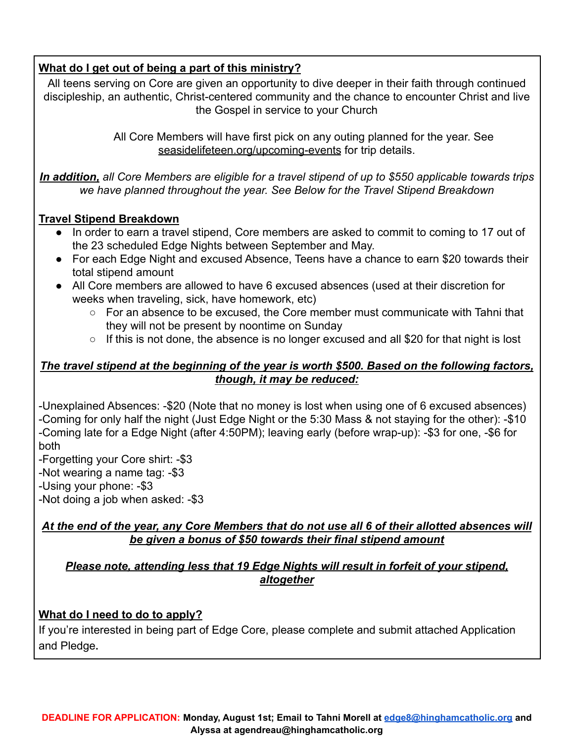## What do I get out of being a part of this ministry?

All teens serving on Core are given an opportunity to dive deeper in their faith through continued discipleship, an authentic, Christ-centered community and the chance to encounter Christ and live the Gospel in service to your Church

All Core Members will have first pick on any outing planned for the year. See seasidelifeteen.org/upcoming-events for trip details.

***In addition,*** *all Core Members are eligible for a travel stipend of up to $550 applicable towards trips we have planned throughout the year. See Below for the Travel Stipend Breakdown*

## Travel Stipend Breakdown

- In order to earn a travel stipend, Core members are asked to commit to coming to 17 out of the 23 scheduled Edge Nights between September and May.
- For each Edge Night and excused Absence, Teens have a chance to earn $20 towards their total stipend amount
- All Core members are allowed to have 6 excused absences (used at their discretion for weeks when traveling, sick, have homework, etc)
  - For an absence to be excused, the Core member must communicate with Tahni that they will not be present by noontime on Sunday
  - If this is not done, the absence is no longer excused and all $20 for that night is lost

***The travel stipend at the beginning of the year is worth $500. Based on the following factors, though, it may be reduced:***

-Unexplained Absences: -$20 (Note that no money is lost when using one of 6 excused absences)
-Coming for only half the night (Just Edge Night or the 5:30 Mass & not staying for the other): -$10
-Coming late for a Edge Night (after 4:50PM); leaving early (before wrap-up): -$3 for one, -$6 for both
-Forgetting your Core shirt: -$3
-Not wearing a name tag: -$3
-Using your phone: -$3
-Not doing a job when asked: -$3

***At the end of the year, any Core Members that do not use all 6 of their allotted absences will be given a bonus of $50 towards their final stipend amount***

***Please note, attending less that 19 Edge Nights will result in forfeit of your stipend, altogether***

## What do I need to do to apply?

If you're interested in being part of Edge Core, please complete and submit attached Application and Pledge.

**DEADLINE FOR APPLICATION: Monday, August 1st; Email to Tahni Morell at edge8@hinghamcatholic.org and Alyssa at agendreau@hinghamcatholic.org**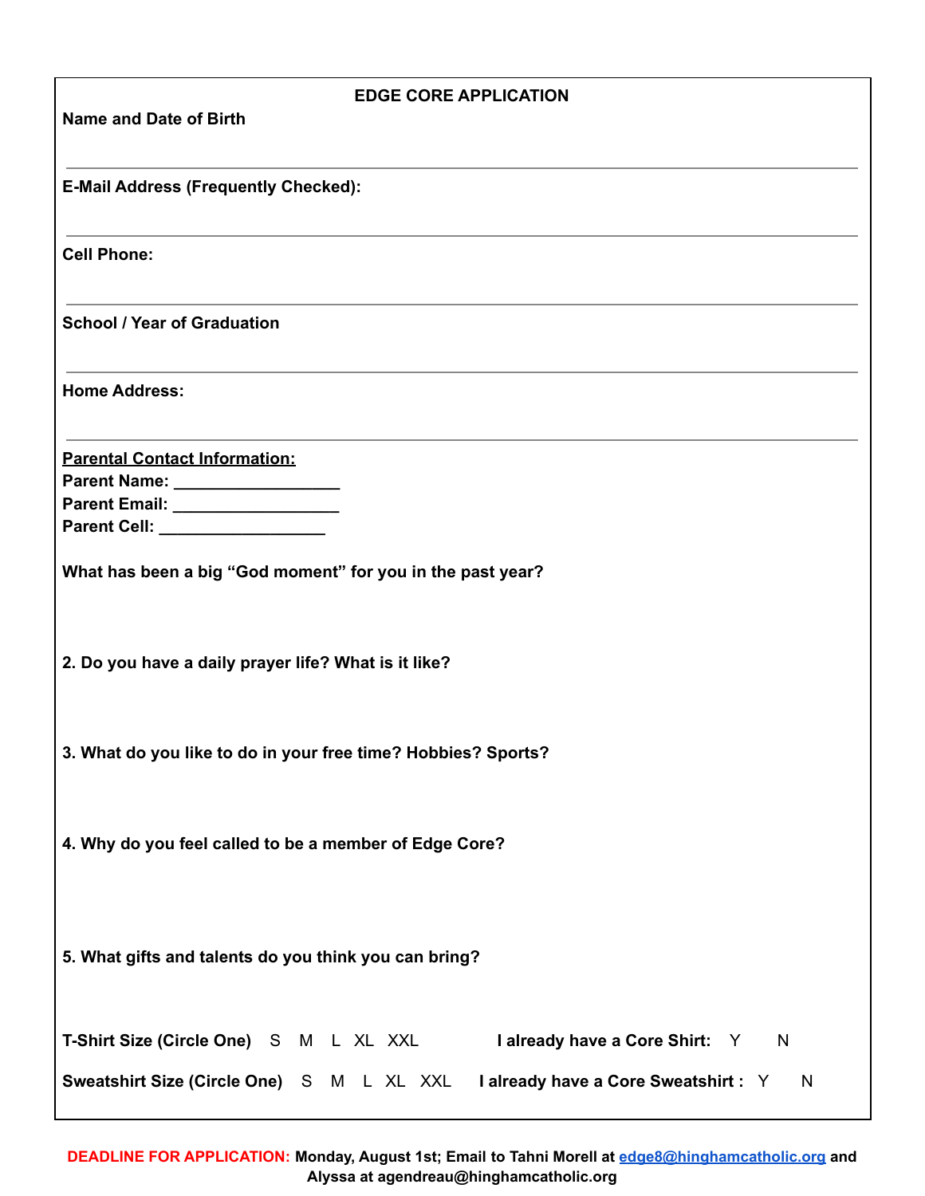# EDGE CORE APPLICATION

**Name and Date of Birth**

---

**E-Mail Address (Frequently Checked):**

---

**Cell Phone:**

---

**School / Year of Graduation**

---

**Home Address:**

---

**Parental Contact Information:**

**Parent Name:** __________________

**Parent Email:** __________________

**Parent Cell:** __________________

**What has been a big "God moment" for you in the past year?**

**2. Do you have a daily prayer life? What is it like?**

**3. What do you like to do in your free time? Hobbies? Sports?**

**4. Why do you feel called to be a member of Edge Core?**

**5. What gifts and talents do you think you can bring?**

**T-Shirt Size (Circle One)** S M L XL XXL **I already have a Core Shirt:** Y N

**Sweatshirt Size (Circle One)** S M L XL XXL **I already have a Core Sweatshirt :** Y N

**DEADLINE FOR APPLICATION:** **Monday, August 1st; Email to Tahni Morell at [edge8@hinghamcatholic.org](mailto:edge8@hinghamcatholic.org) and Alyssa at agendreau@hinghamcatholic.org**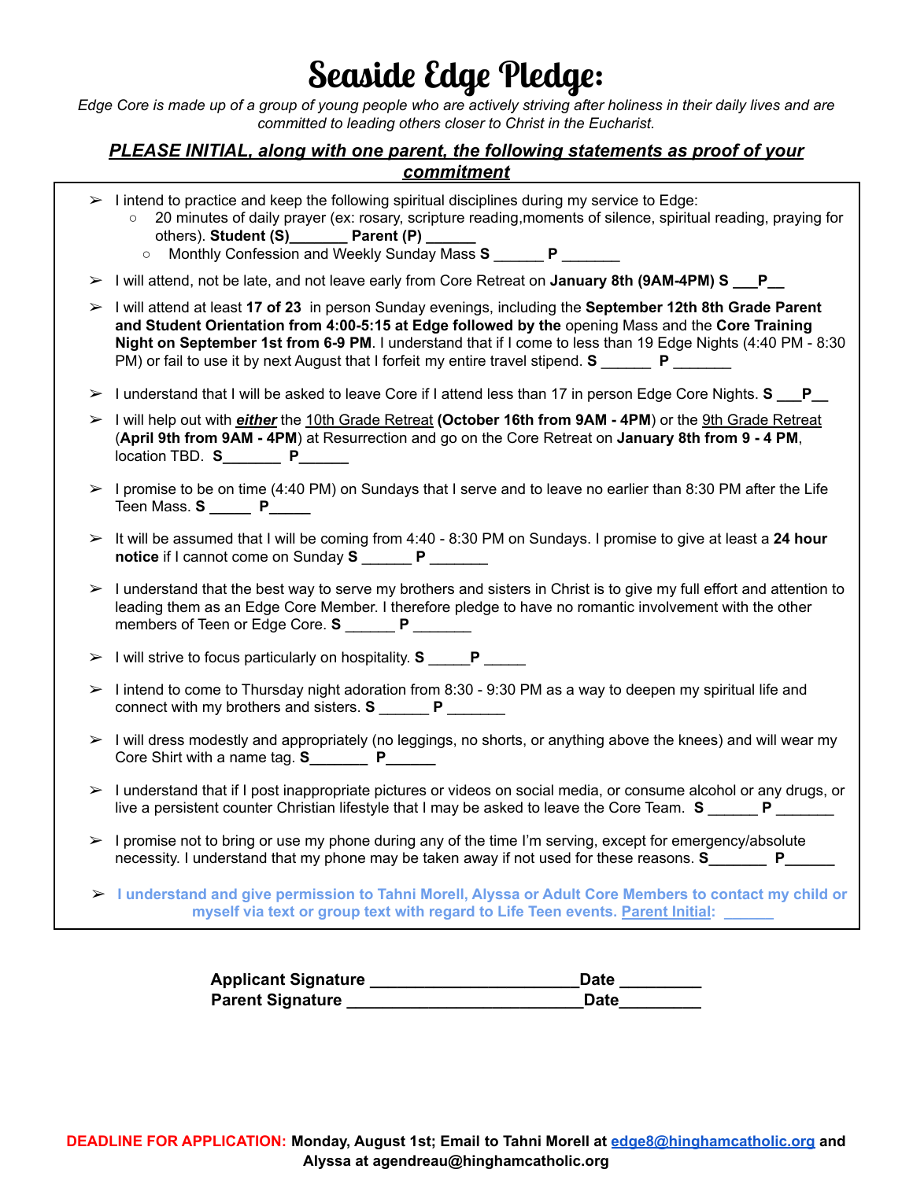# Seaside Edge Pledge:

*Edge Core is made up of a group of young people who are actively striving after holiness in their daily lives and are committed to leading others closer to Christ in the Eucharist.*

***PLEASE INITIAL, along with one parent, the following statements as proof of your commitment***

- I intend to practice and keep the following spiritual disciplines during my service to Edge:
  - 20 minutes of daily prayer (ex: rosary, scripture reading,moments of silence, spiritual reading, praying for others). **Student (S)_______ Parent (P) ______**
  - Monthly Confession and Weekly Sunday Mass **S** ______ **P** _______
- I will attend, not be late, and not leave early from Core Retreat on **January 8th (9AM-4PM) S ___P__**
- I will attend at least **17 of 23** in person Sunday evenings, including the **September 12th 8th Grade Parent and Student Orientation from 4:00-5:15 at Edge followed by the** opening Mass and the **Core Training Night on September 1st from 6-9 PM**. I understand that if I come to less than 19 Edge Nights (4:40 PM - 8:30 PM) or fail to use it by next August that I forfeit my entire travel stipend. **S** ______ **P** _______
- I understand that I will be asked to leave Core if I attend less than 17 in person Edge Core Nights. **S ___P__**
- I will help out with ***either*** the 10th Grade Retreat **(October 16th from 9AM - 4PM)** or the 9th Grade Retreat (**April 9th from 9AM - 4PM**) at Resurrection and go on the Core Retreat on **January 8th from 9 - 4 PM**, location TBD. **S_______ P______**
- I promise to be on time (4:40 PM) on Sundays that I serve and to leave no earlier than 8:30 PM after the Life Teen Mass. **S** _____ **P_____**
- It will be assumed that I will be coming from 4:40 - 8:30 PM on Sundays. I promise to give at least a **24 hour notice** if I cannot come on Sunday **S** ______ **P** _______
- I understand that the best way to serve my brothers and sisters in Christ is to give my full effort and attention to leading them as an Edge Core Member. I therefore pledge to have no romantic involvement with the other members of Teen or Edge Core. **S** ______ **P** _______
- I will strive to focus particularly on hospitality. **S** _____**P** _____
- I intend to come to Thursday night adoration from 8:30 - 9:30 PM as a way to deepen my spiritual life and connect with my brothers and sisters. **S** ______ **P** _______
- I will dress modestly and appropriately (no leggings, no shorts, or anything above the knees) and will wear my Core Shirt with a name tag. **S_______ P______**
- I understand that if I post inappropriate pictures or videos on social media, or consume alcohol or any drugs, or live a persistent counter Christian lifestyle that I may be asked to leave the Core Team. **S** ______ **P** _______
- I promise not to bring or use my phone during any of the time I'm serving, except for emergency/absolute necessity. I understand that my phone may be taken away if not used for these reasons. **S_______ P______**
- **I understand and give permission to Tahni Morell, Alyssa or Adult Core Members to contact my child or myself via text or group text with regard to Life Teen events. Parent Initial: ______**

**Applicant Signature ______________________Date _________**
**Parent Signature _________________________Date_________**

**DEADLINE FOR APPLICATION: Monday, August 1st; Email to Tahni Morell at edge8@hinghamcatholic.org and Alyssa at agendreau@hinghamcatholic.org**